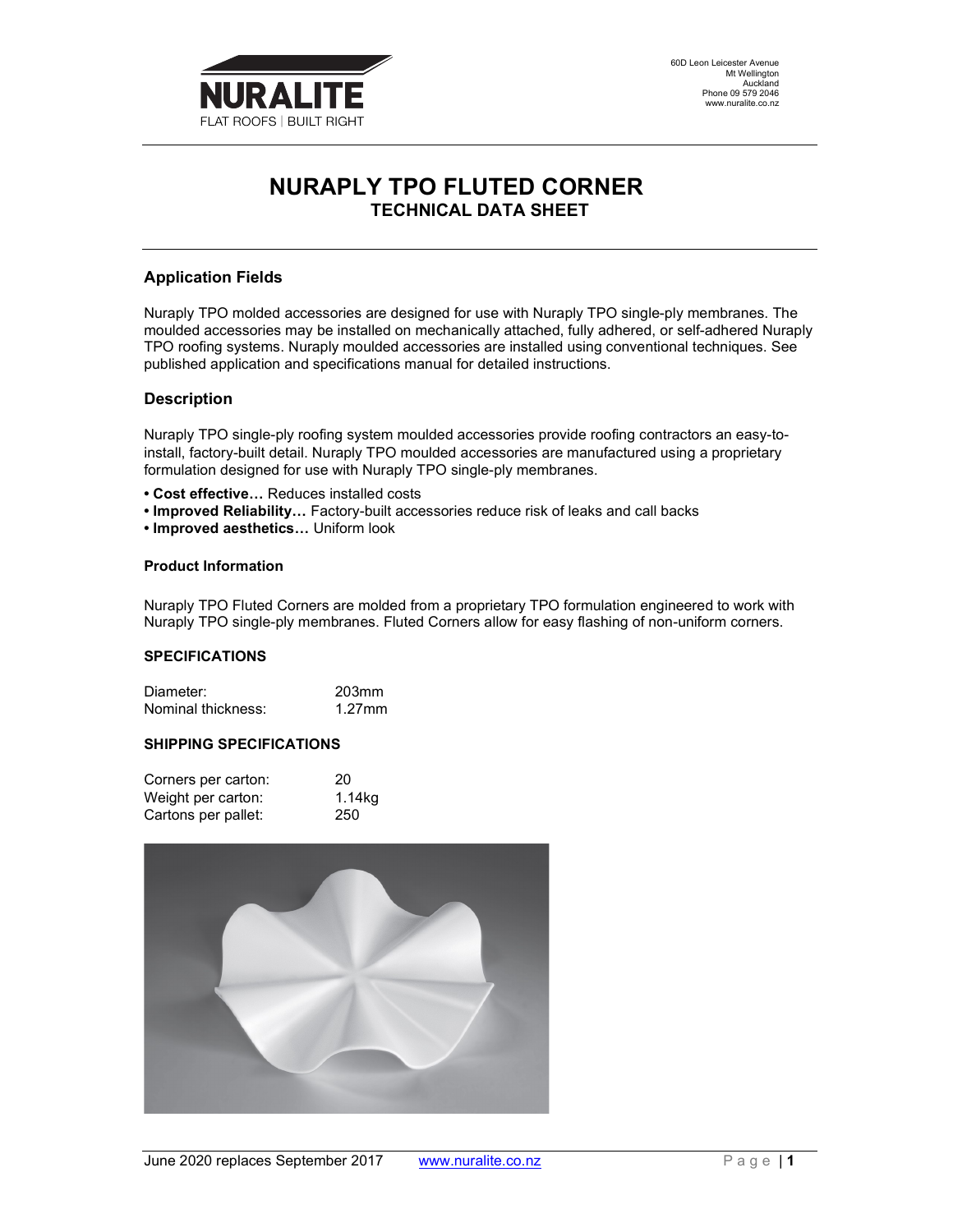60D Leon Leicester Avenue
Mt Wellington
Auckland
Phone 09 579 2046
www.nuralite.co.nz

# NURAPLY TPO FLUTED CORNER
## TECHNICAL DATA SHEET

### Application Fields

Nuraply TPO molded accessories are designed for use with Nuraply TPO single-ply membranes. The moulded accessories may be installed on mechanically attached, fully adhered, or self-adhered Nuraply TPO roofing systems. Nuraply moulded accessories are installed using conventional techniques. See published application and specifications manual for detailed instructions.

### Description

Nuraply TPO single-ply roofing system moulded accessories provide roofing contractors an easy-to-install, factory-built detail. Nuraply TPO moulded accessories are manufactured using a proprietary formulation designed for use with Nuraply TPO single-ply membranes.

- **Cost effective…** Reduces installed costs
- **Improved Reliability…** Factory-built accessories reduce risk of leaks and call backs
- **Improved aesthetics…** Uniform look

#### Product Information

Nuraply TPO Fluted Corners are molded from a proprietary TPO formulation engineered to work with Nuraply TPO single-ply membranes. Fluted Corners allow for easy flashing of non-uniform corners.

#### SPECIFICATIONS

| | |
|---|---|
| Diameter: | 203mm |
| Nominal thickness: | 1.27mm |

#### SHIPPING SPECIFICATIONS

| | |
|---|---|
| Corners per carton: | 20 |
| Weight per carton: | 1.14kg |
| Cartons per pallet: | 250 |

June 2020 replaces September 2017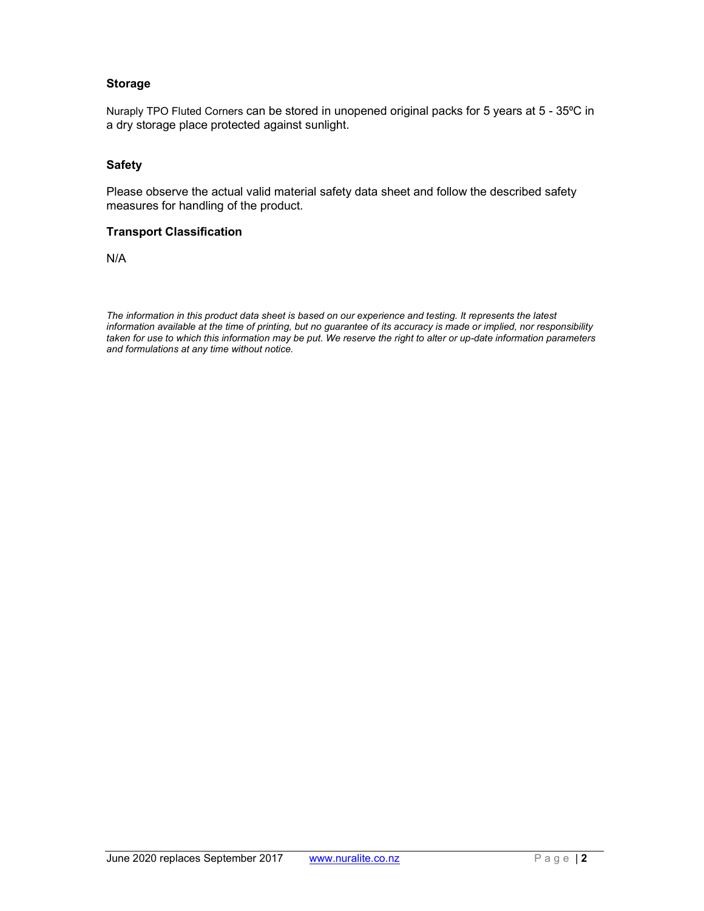## Storage

Nuraply TPO Fluted Corners can be stored in unopened original packs for 5 years at 5 - 35ºC in a dry storage place protected against sunlight.

## Safety

Please observe the actual valid material safety data sheet and follow the described safety measures for handling of the product.

## Transport Classification

N/A

*The information in this product data sheet is based on our experience and testing. It represents the latest information available at the time of printing, but no guarantee of its accuracy is made or implied, nor responsibility taken for use to which this information may be put. We reserve the right to alter or up-date information parameters and formulations at any time without notice.*

June 2020 replaces September 2017 www.nuralite.co.nz